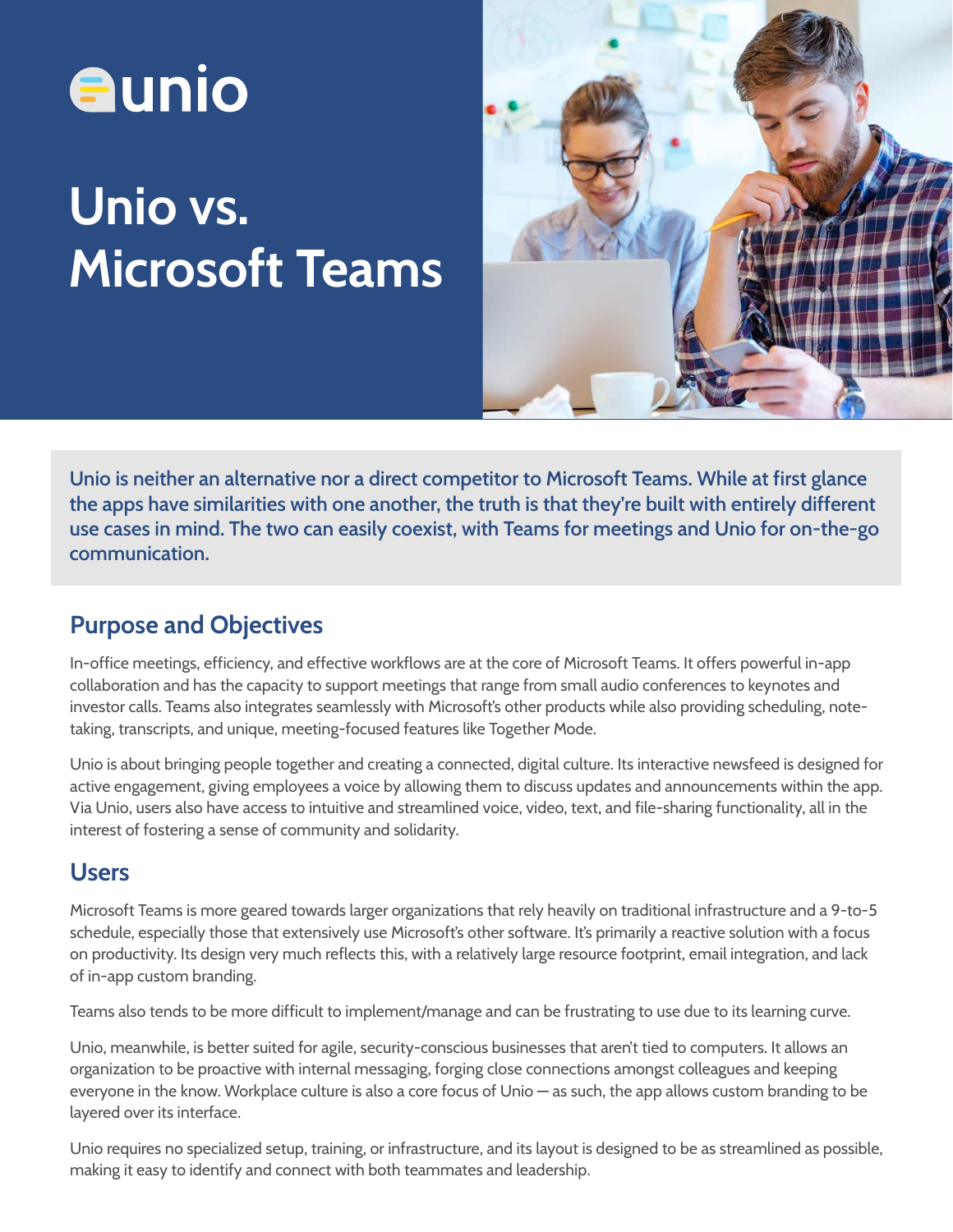unio

# Unio vs. Microsoft Teams

**Unio is neither an alternative nor a direct competitor to Microsoft Teams. While at first glance the apps have similarities with one another, the truth is that they're built with entirely different use cases in mind. The two can easily coexist, with Teams for meetings and Unio for on-the-go communication.**

## Purpose and Objectives

In-office meetings, efficiency, and effective workflows are at the core of Microsoft Teams. It offers powerful in-app collaboration and has the capacity to support meetings that range from small audio conferences to keynotes and investor calls. Teams also integrates seamlessly with Microsoft's other products while also providing scheduling, note-taking, transcripts, and unique, meeting-focused features like Together Mode.

Unio is about bringing people together and creating a connected, digital culture. Its interactive newsfeed is designed for active engagement, giving employees a voice by allowing them to discuss updates and announcements within the app. Via Unio, users also have access to intuitive and streamlined voice, video, text, and file-sharing functionality, all in the interest of fostering a sense of community and solidarity.

## Users

Microsoft Teams is more geared towards larger organizations that rely heavily on traditional infrastructure and a 9-to-5 schedule, especially those that extensively use Microsoft's other software. It's primarily a reactive solution with a focus on productivity. Its design very much reflects this, with a relatively large resource footprint, email integration, and lack of in-app custom branding.

Teams also tends to be more difficult to implement/manage and can be frustrating to use due to its learning curve.

Unio, meanwhile, is better suited for agile, security-conscious businesses that aren't tied to computers. It allows an organization to be proactive with internal messaging, forging close connections amongst colleagues and keeping everyone in the know. Workplace culture is also a core focus of Unio — as such, the app allows custom branding to be layered over its interface.

Unio requires no specialized setup, training, or infrastructure, and its layout is designed to be as streamlined as possible, making it easy to identify and connect with both teammates and leadership.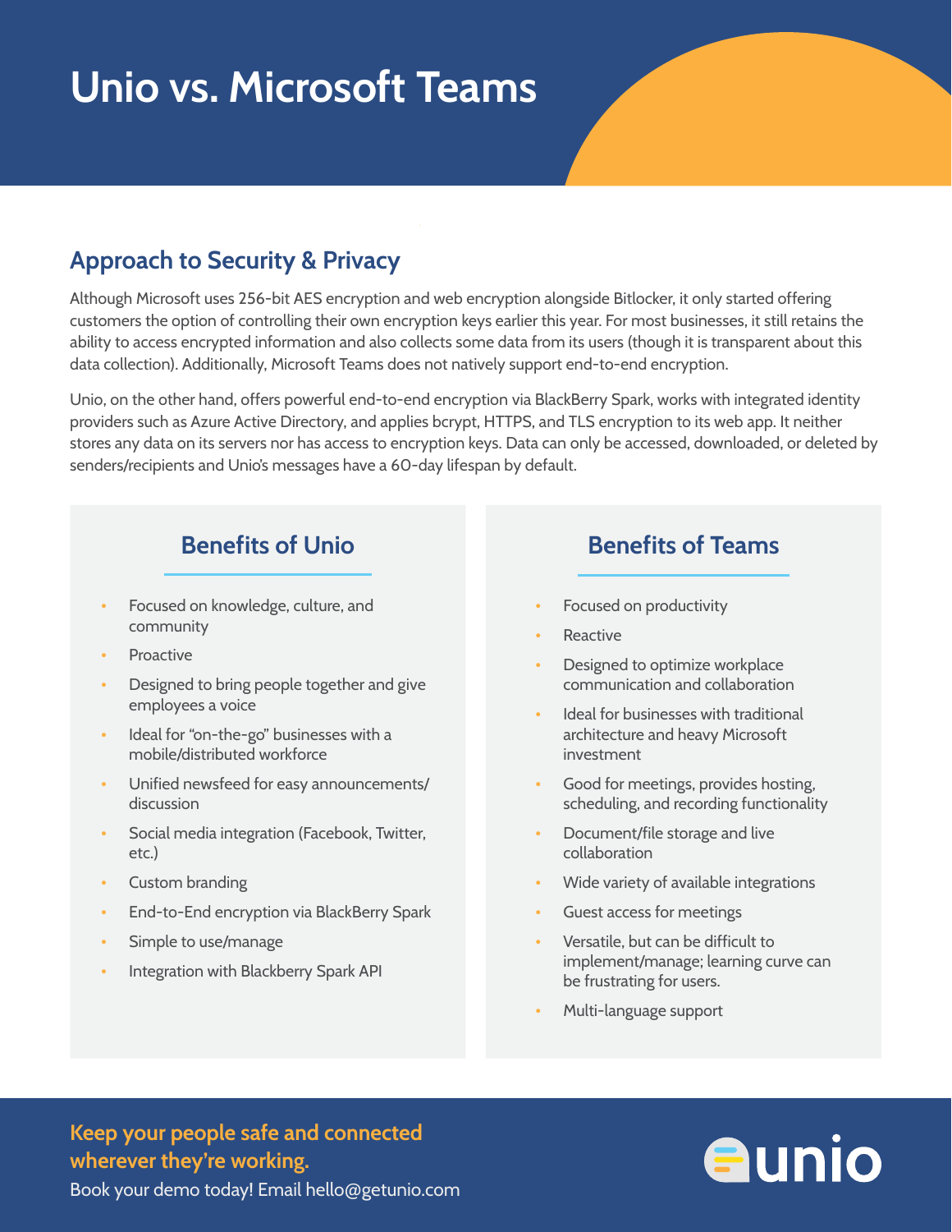# Unio vs. Microsoft Teams

## Approach to Security & Privacy

Although Microsoft uses 256-bit AES encryption and web encryption alongside Bitlocker, it only started offering customers the option of controlling their own encryption keys earlier this year. For most businesses, it still retains the ability to access encrypted information and also collects some data from its users (though it is transparent about this data collection). Additionally, Microsoft Teams does not natively support end-to-end encryption.

Unio, on the other hand, offers powerful end-to-end encryption via BlackBerry Spark, works with integrated identity providers such as Azure Active Directory, and applies bcrypt, HTTPS, and TLS encryption to its web app. It neither stores any data on its servers nor has access to encryption keys. Data can only be accessed, downloaded, or deleted by senders/recipients and Unio's messages have a 60-day lifespan by default.

### Benefits of Unio

- Focused on knowledge, culture, and community
- Proactive
- Designed to bring people together and give employees a voice
- Ideal for "on-the-go" businesses with a mobile/distributed workforce
- Unified newsfeed for easy announcements/ discussion
- Social media integration (Facebook, Twitter, etc.)
- Custom branding
- End-to-End encryption via BlackBerry Spark
- Simple to use/manage
- Integration with Blackberry Spark API

### Benefits of Teams

- Focused on productivity
- Reactive
- Designed to optimize workplace communication and collaboration
- Ideal for businesses with traditional architecture and heavy Microsoft investment
- Good for meetings, provides hosting, scheduling, and recording functionality
- Document/file storage and live collaboration
- Wide variety of available integrations
- Guest access for meetings
- Versatile, but can be difficult to implement/manage; learning curve can be frustrating for users.
- Multi-language support

**Keep your people safe and connected wherever they're working.**

Book your demo today! Email hello@getunio.com

unio